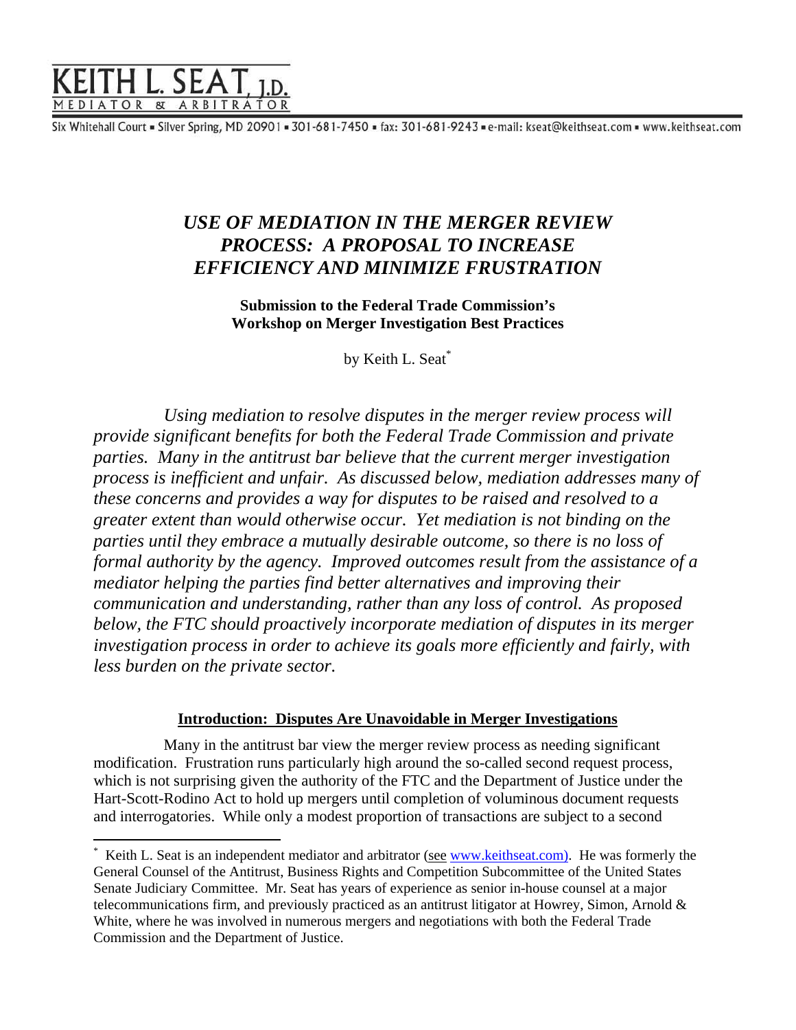# KEITH L. SEAT, J.D.

MEDIATOR & ARBITRATOR

Six Whitehall Court ▪ Silver Spring, MD 20901 ▪ 301-681-7450 ▪ fax: 301-681-9243 ▪ e-mail: kseat@keithseat.com ▪ www.keithseat.com

## *USE OF MEDIATION IN THE MERGER REVIEW PROCESS: A PROPOSAL TO INCREASE EFFICIENCY AND MINIMIZE FRUSTRATION*

**Submission to the Federal Trade Commission's Workshop on Merger Investigation Best Practices**

by Keith L. Seat[*]

*Using mediation to resolve disputes in the merger review process will provide significant benefits for both the Federal Trade Commission and private parties. Many in the antitrust bar believe that the current merger investigation process is inefficient and unfair. As discussed below, mediation addresses many of these concerns and provides a way for disputes to be raised and resolved to a greater extent than would otherwise occur. Yet mediation is not binding on the parties until they embrace a mutually desirable outcome, so there is no loss of formal authority by the agency. Improved outcomes result from the assistance of a mediator helping the parties find better alternatives and improving their communication and understanding, rather than any loss of control. As proposed below, the FTC should proactively incorporate mediation of disputes in its merger investigation process in order to achieve its goals more efficiently and fairly, with less burden on the private sector.*

### Introduction: Disputes Are Unavoidable in Merger Investigations

Many in the antitrust bar view the merger review process as needing significant modification. Frustration runs particularly high around the so-called second request process, which is not surprising given the authority of the FTC and the Department of Justice under the Hart-Scott-Rodino Act to hold up mergers until completion of voluminous document requests and interrogatories. While only a modest proportion of transactions are subject to a second

---

[*] Keith L. Seat is an independent mediator and arbitrator (see www.keithseat.com). He was formerly the General Counsel of the Antitrust, Business Rights and Competition Subcommittee of the United States Senate Judiciary Committee. Mr. Seat has years of experience as senior in-house counsel at a major telecommunications firm, and previously practiced as an antitrust litigator at Howrey, Simon, Arnold & White, where he was involved in numerous mergers and negotiations with both the Federal Trade Commission and the Department of Justice.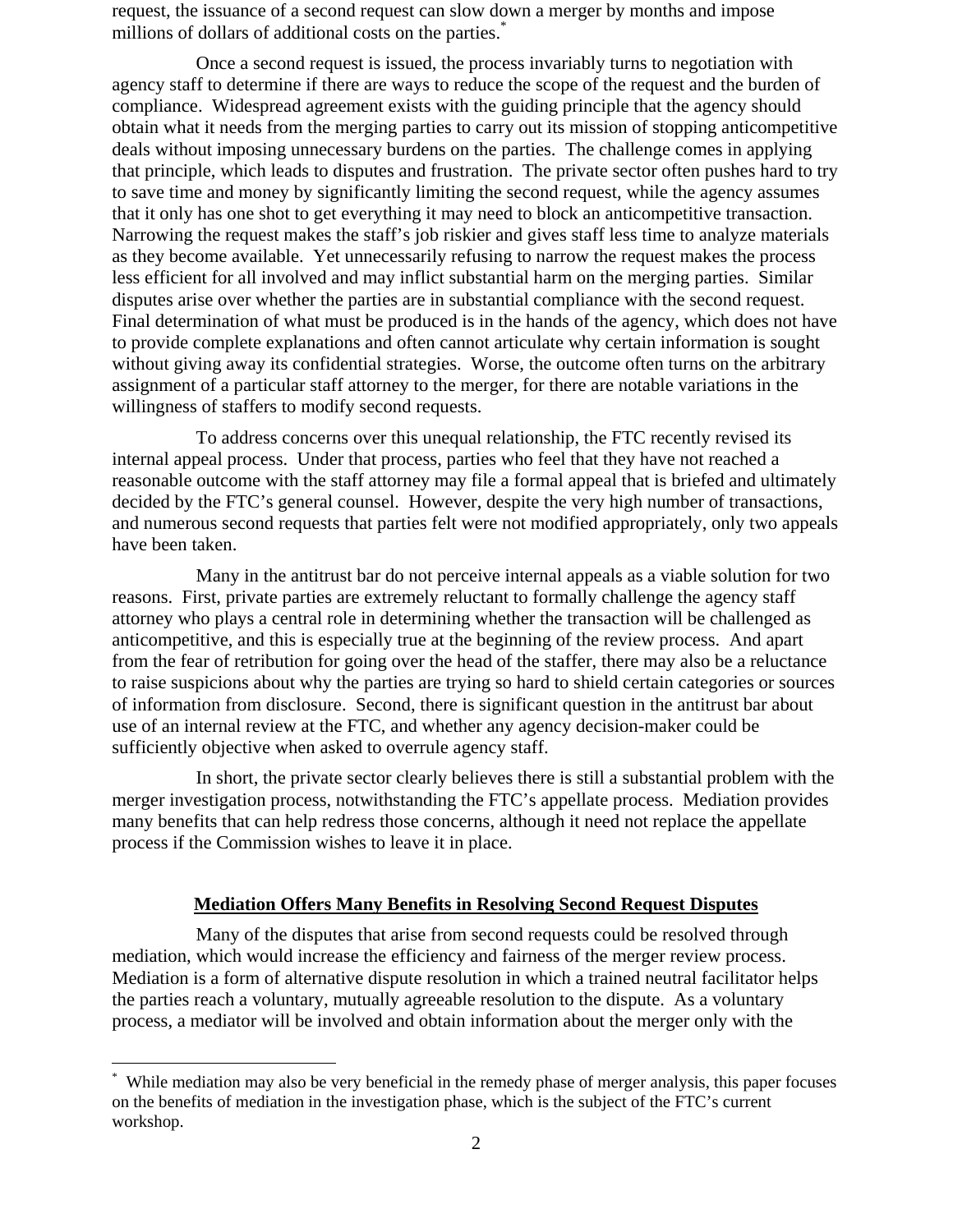request, the issuance of a second request can slow down a merger by months and impose millions of dollars of additional costs on the parties.*

Once a second request is issued, the process invariably turns to negotiation with agency staff to determine if there are ways to reduce the scope of the request and the burden of compliance. Widespread agreement exists with the guiding principle that the agency should obtain what it needs from the merging parties to carry out its mission of stopping anticompetitive deals without imposing unnecessary burdens on the parties. The challenge comes in applying that principle, which leads to disputes and frustration. The private sector often pushes hard to try to save time and money by significantly limiting the second request, while the agency assumes that it only has one shot to get everything it may need to block an anticompetitive transaction. Narrowing the request makes the staff's job riskier and gives staff less time to analyze materials as they become available. Yet unnecessarily refusing to narrow the request makes the process less efficient for all involved and may inflict substantial harm on the merging parties. Similar disputes arise over whether the parties are in substantial compliance with the second request. Final determination of what must be produced is in the hands of the agency, which does not have to provide complete explanations and often cannot articulate why certain information is sought without giving away its confidential strategies. Worse, the outcome often turns on the arbitrary assignment of a particular staff attorney to the merger, for there are notable variations in the willingness of staffers to modify second requests.

To address concerns over this unequal relationship, the FTC recently revised its internal appeal process. Under that process, parties who feel that they have not reached a reasonable outcome with the staff attorney may file a formal appeal that is briefed and ultimately decided by the FTC's general counsel. However, despite the very high number of transactions, and numerous second requests that parties felt were not modified appropriately, only two appeals have been taken.

Many in the antitrust bar do not perceive internal appeals as a viable solution for two reasons. First, private parties are extremely reluctant to formally challenge the agency staff attorney who plays a central role in determining whether the transaction will be challenged as anticompetitive, and this is especially true at the beginning of the review process. And apart from the fear of retribution for going over the head of the staffer, there may also be a reluctance to raise suspicions about why the parties are trying so hard to shield certain categories or sources of information from disclosure. Second, there is significant question in the antitrust bar about use of an internal review at the FTC, and whether any agency decision-maker could be sufficiently objective when asked to overrule agency staff.

In short, the private sector clearly believes there is still a substantial problem with the merger investigation process, notwithstanding the FTC's appellate process. Mediation provides many benefits that can help redress those concerns, although it need not replace the appellate process if the Commission wishes to leave it in place.

## Mediation Offers Many Benefits in Resolving Second Request Disputes

Many of the disputes that arise from second requests could be resolved through mediation, which would increase the efficiency and fairness of the merger review process. Mediation is a form of alternative dispute resolution in which a trained neutral facilitator helps the parties reach a voluntary, mutually agreeable resolution to the dispute. As a voluntary process, a mediator will be involved and obtain information about the merger only with the

---

* While mediation may also be very beneficial in the remedy phase of merger analysis, this paper focuses on the benefits of mediation in the investigation phase, which is the subject of the FTC's current workshop.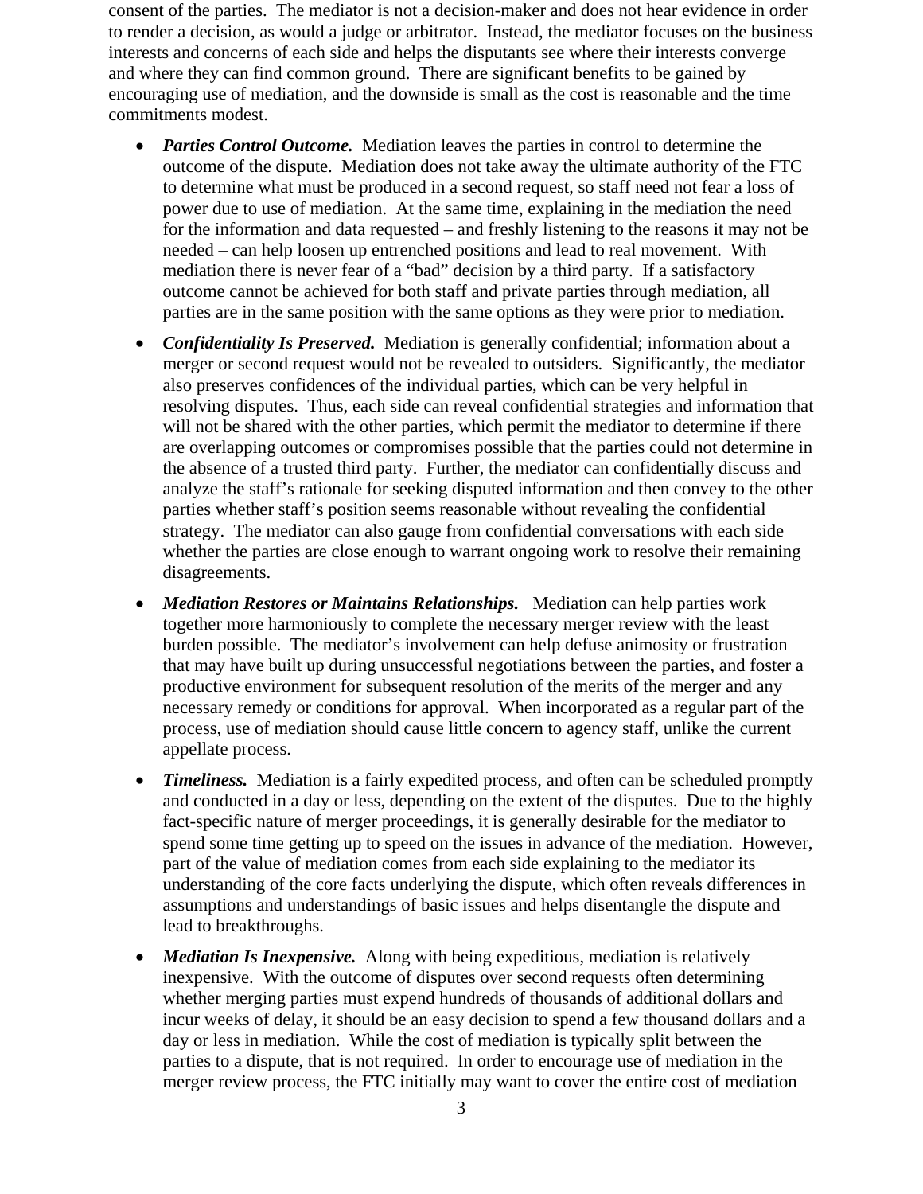consent of the parties. The mediator is not a decision-maker and does not hear evidence in order to render a decision, as would a judge or arbitrator. Instead, the mediator focuses on the business interests and concerns of each side and helps the disputants see where their interests converge and where they can find common ground. There are significant benefits to be gained by encouraging use of mediation, and the downside is small as the cost is reasonable and the time commitments modest.

- ***Parties Control Outcome.*** Mediation leaves the parties in control to determine the outcome of the dispute. Mediation does not take away the ultimate authority of the FTC to determine what must be produced in a second request, so staff need not fear a loss of power due to use of mediation. At the same time, explaining in the mediation the need for the information and data requested – and freshly listening to the reasons it may not be needed – can help loosen up entrenched positions and lead to real movement. With mediation there is never fear of a "bad" decision by a third party. If a satisfactory outcome cannot be achieved for both staff and private parties through mediation, all parties are in the same position with the same options as they were prior to mediation.

- ***Confidentiality Is Preserved.*** Mediation is generally confidential; information about a merger or second request would not be revealed to outsiders. Significantly, the mediator also preserves confidences of the individual parties, which can be very helpful in resolving disputes. Thus, each side can reveal confidential strategies and information that will not be shared with the other parties, which permit the mediator to determine if there are overlapping outcomes or compromises possible that the parties could not determine in the absence of a trusted third party. Further, the mediator can confidentially discuss and analyze the staff's rationale for seeking disputed information and then convey to the other parties whether staff's position seems reasonable without revealing the confidential strategy. The mediator can also gauge from confidential conversations with each side whether the parties are close enough to warrant ongoing work to resolve their remaining disagreements.

- ***Mediation Restores or Maintains Relationships.*** Mediation can help parties work together more harmoniously to complete the necessary merger review with the least burden possible. The mediator's involvement can help defuse animosity or frustration that may have built up during unsuccessful negotiations between the parties, and foster a productive environment for subsequent resolution of the merits of the merger and any necessary remedy or conditions for approval. When incorporated as a regular part of the process, use of mediation should cause little concern to agency staff, unlike the current appellate process.

- ***Timeliness.*** Mediation is a fairly expedited process, and often can be scheduled promptly and conducted in a day or less, depending on the extent of the disputes. Due to the highly fact-specific nature of merger proceedings, it is generally desirable for the mediator to spend some time getting up to speed on the issues in advance of the mediation. However, part of the value of mediation comes from each side explaining to the mediator its understanding of the core facts underlying the dispute, which often reveals differences in assumptions and understandings of basic issues and helps disentangle the dispute and lead to breakthroughs.

- ***Mediation Is Inexpensive.*** Along with being expeditious, mediation is relatively inexpensive. With the outcome of disputes over second requests often determining whether merging parties must expend hundreds of thousands of additional dollars and incur weeks of delay, it should be an easy decision to spend a few thousand dollars and a day or less in mediation. While the cost of mediation is typically split between the parties to a dispute, that is not required. In order to encourage use of mediation in the merger review process, the FTC initially may want to cover the entire cost of mediation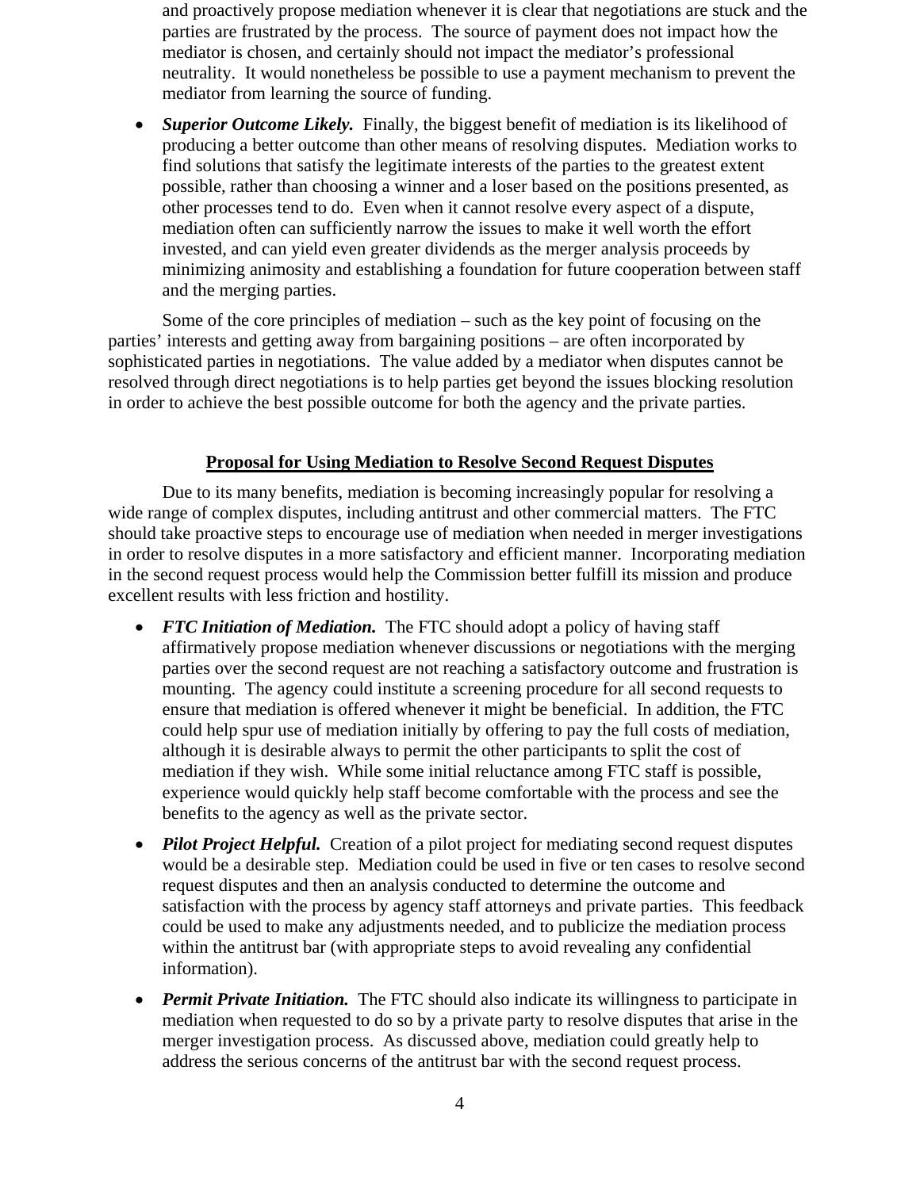and proactively propose mediation whenever it is clear that negotiations are stuck and the parties are frustrated by the process. The source of payment does not impact how the mediator is chosen, and certainly should not impact the mediator's professional neutrality. It would nonetheless be possible to use a payment mechanism to prevent the mediator from learning the source of funding.

- ***Superior Outcome Likely.*** Finally, the biggest benefit of mediation is its likelihood of producing a better outcome than other means of resolving disputes. Mediation works to find solutions that satisfy the legitimate interests of the parties to the greatest extent possible, rather than choosing a winner and a loser based on the positions presented, as other processes tend to do. Even when it cannot resolve every aspect of a dispute, mediation often can sufficiently narrow the issues to make it well worth the effort invested, and can yield even greater dividends as the merger analysis proceeds by minimizing animosity and establishing a foundation for future cooperation between staff and the merging parties.

Some of the core principles of mediation – such as the key point of focusing on the parties' interests and getting away from bargaining positions – are often incorporated by sophisticated parties in negotiations. The value added by a mediator when disputes cannot be resolved through direct negotiations is to help parties get beyond the issues blocking resolution in order to achieve the best possible outcome for both the agency and the private parties.

## Proposal for Using Mediation to Resolve Second Request Disputes

Due to its many benefits, mediation is becoming increasingly popular for resolving a wide range of complex disputes, including antitrust and other commercial matters. The FTC should take proactive steps to encourage use of mediation when needed in merger investigations in order to resolve disputes in a more satisfactory and efficient manner. Incorporating mediation in the second request process would help the Commission better fulfill its mission and produce excellent results with less friction and hostility.

- ***FTC Initiation of Mediation.*** The FTC should adopt a policy of having staff affirmatively propose mediation whenever discussions or negotiations with the merging parties over the second request are not reaching a satisfactory outcome and frustration is mounting. The agency could institute a screening procedure for all second requests to ensure that mediation is offered whenever it might be beneficial. In addition, the FTC could help spur use of mediation initially by offering to pay the full costs of mediation, although it is desirable always to permit the other participants to split the cost of mediation if they wish. While some initial reluctance among FTC staff is possible, experience would quickly help staff become comfortable with the process and see the benefits to the agency as well as the private sector.

- ***Pilot Project Helpful.*** Creation of a pilot project for mediating second request disputes would be a desirable step. Mediation could be used in five or ten cases to resolve second request disputes and then an analysis conducted to determine the outcome and satisfaction with the process by agency staff attorneys and private parties. This feedback could be used to make any adjustments needed, and to publicize the mediation process within the antitrust bar (with appropriate steps to avoid revealing any confidential information).

- ***Permit Private Initiation.*** The FTC should also indicate its willingness to participate in mediation when requested to do so by a private party to resolve disputes that arise in the merger investigation process. As discussed above, mediation could greatly help to address the serious concerns of the antitrust bar with the second request process.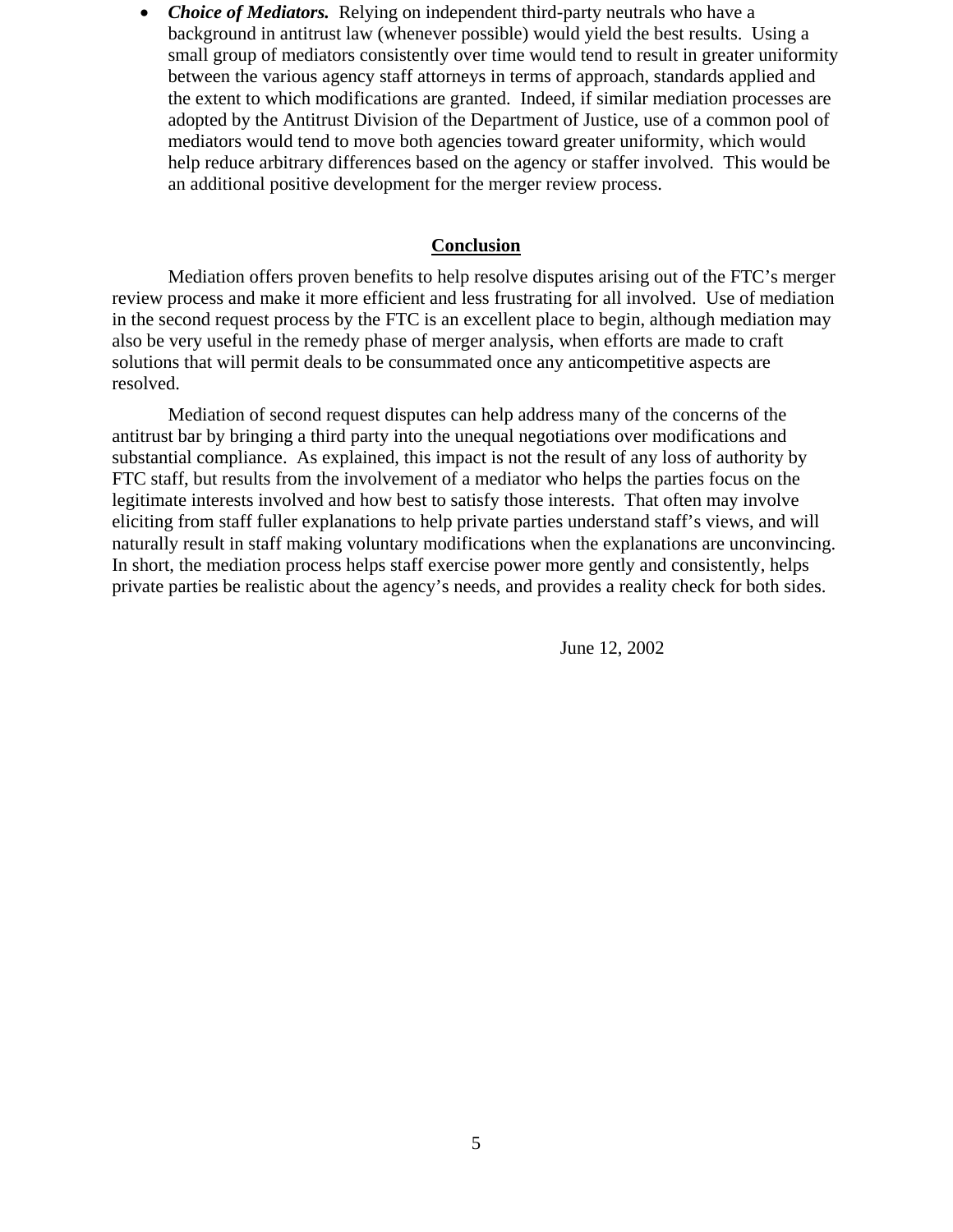- ***Choice of Mediators.*** Relying on independent third-party neutrals who have a background in antitrust law (whenever possible) would yield the best results. Using a small group of mediators consistently over time would tend to result in greater uniformity between the various agency staff attorneys in terms of approach, standards applied and the extent to which modifications are granted. Indeed, if similar mediation processes are adopted by the Antitrust Division of the Department of Justice, use of a common pool of mediators would tend to move both agencies toward greater uniformity, which would help reduce arbitrary differences based on the agency or staffer involved. This would be an additional positive development for the merger review process.

## Conclusion

Mediation offers proven benefits to help resolve disputes arising out of the FTC's merger review process and make it more efficient and less frustrating for all involved. Use of mediation in the second request process by the FTC is an excellent place to begin, although mediation may also be very useful in the remedy phase of merger analysis, when efforts are made to craft solutions that will permit deals to be consummated once any anticompetitive aspects are resolved.

Mediation of second request disputes can help address many of the concerns of the antitrust bar by bringing a third party into the unequal negotiations over modifications and substantial compliance. As explained, this impact is not the result of any loss of authority by FTC staff, but results from the involvement of a mediator who helps the parties focus on the legitimate interests involved and how best to satisfy those interests. That often may involve eliciting from staff fuller explanations to help private parties understand staff's views, and will naturally result in staff making voluntary modifications when the explanations are unconvincing. In short, the mediation process helps staff exercise power more gently and consistently, helps private parties be realistic about the agency's needs, and provides a reality check for both sides.

June 12, 2002